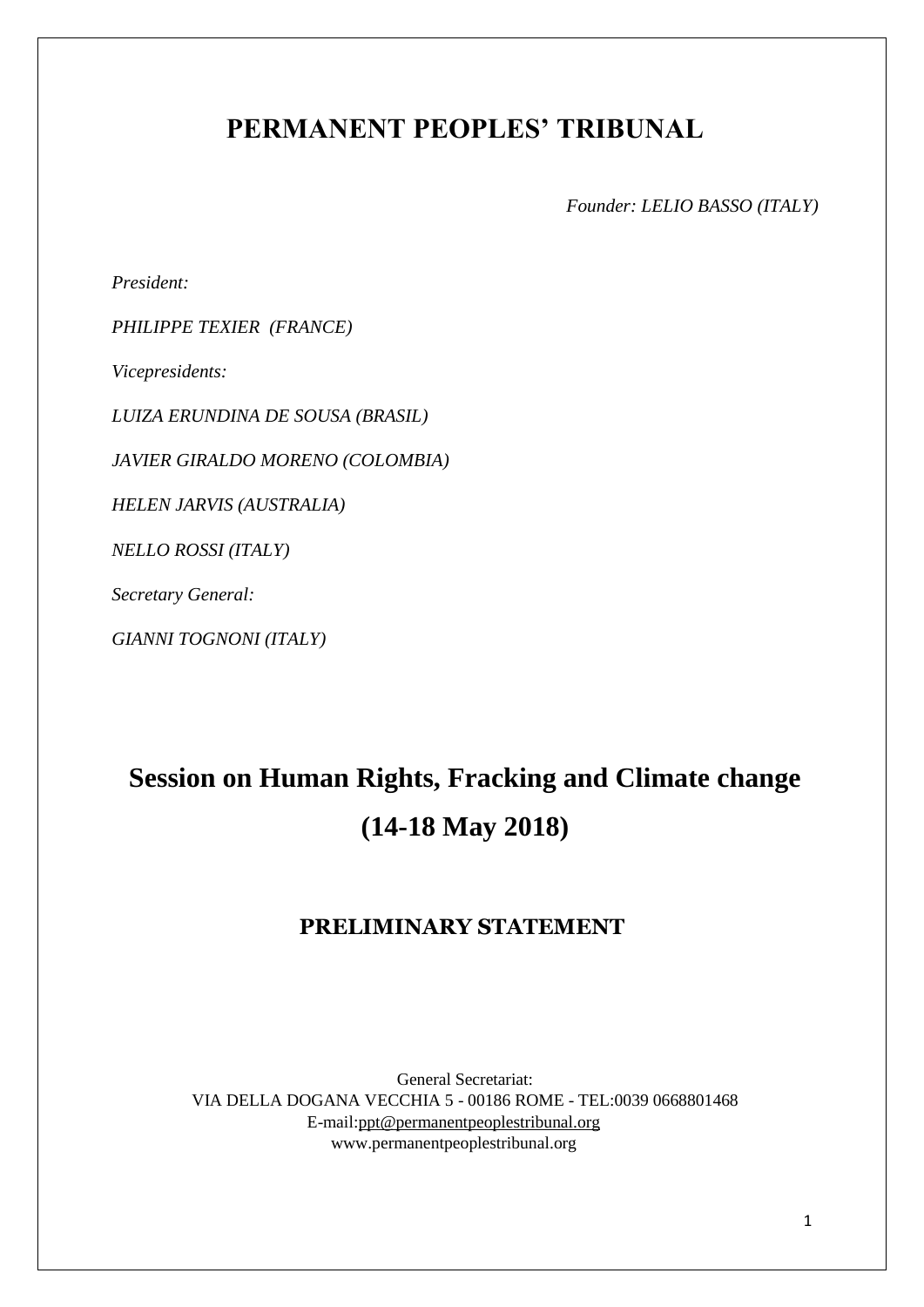# PERMANENT PEOPLES' TRIBUNAL

*Founder: LELIO BASSO (ITALY)*

*President:*

*PHILIPPE TEXIER (FRANCE)*

*Vicepresidents:*

*LUIZA ERUNDINA DE SOUSA (BRASIL)*

*JAVIER GIRALDO MORENO (COLOMBIA)*

*HELEN JARVIS (AUSTRALIA)*

*NELLO ROSSI (ITALY)*

*Secretary General:*

*GIANNI TOGNONI (ITALY)*

# Session on Human Rights, Fracking and Climate change (14-18 May 2018)

## PRELIMINARY STATEMENT

General Secretariat:
VIA DELLA DOGANA VECCHIA 5 - 00186 ROME - TEL:0039 0668801468
E-mail:ppt@permanentpeoplestribunal.org
www.permanentpeoplestribunal.org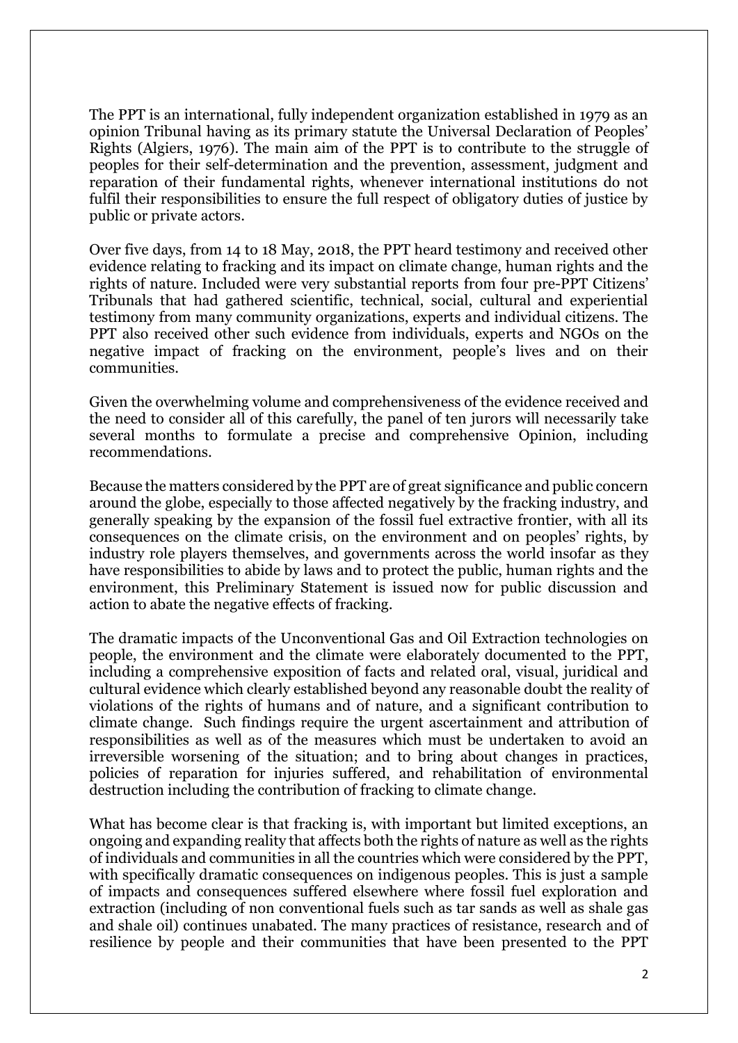The PPT is an international, fully independent organization established in 1979 as an opinion Tribunal having as its primary statute the Universal Declaration of Peoples' Rights (Algiers, 1976). The main aim of the PPT is to contribute to the struggle of peoples for their self-determination and the prevention, assessment, judgment and reparation of their fundamental rights, whenever international institutions do not fulfil their responsibilities to ensure the full respect of obligatory duties of justice by public or private actors.

Over five days, from 14 to 18 May, 2018, the PPT heard testimony and received other evidence relating to fracking and its impact on climate change, human rights and the rights of nature. Included were very substantial reports from four pre-PPT Citizens' Tribunals that had gathered scientific, technical, social, cultural and experiential testimony from many community organizations, experts and individual citizens. The PPT also received other such evidence from individuals, experts and NGOs on the negative impact of fracking on the environment, people's lives and on their communities.

Given the overwhelming volume and comprehensiveness of the evidence received and the need to consider all of this carefully, the panel of ten jurors will necessarily take several months to formulate a precise and comprehensive Opinion, including recommendations.

Because the matters considered by the PPT are of great significance and public concern around the globe, especially to those affected negatively by the fracking industry, and generally speaking by the expansion of the fossil fuel extractive frontier, with all its consequences on the climate crisis, on the environment and on peoples' rights, by industry role players themselves, and governments across the world insofar as they have responsibilities to abide by laws and to protect the public, human rights and the environment, this Preliminary Statement is issued now for public discussion and action to abate the negative effects of fracking.

The dramatic impacts of the Unconventional Gas and Oil Extraction technologies on people, the environment and the climate were elaborately documented to the PPT, including a comprehensive exposition of facts and related oral, visual, juridical and cultural evidence which clearly established beyond any reasonable doubt the reality of violations of the rights of humans and of nature, and a significant contribution to climate change. Such findings require the urgent ascertainment and attribution of responsibilities as well as of the measures which must be undertaken to avoid an irreversible worsening of the situation; and to bring about changes in practices, policies of reparation for injuries suffered, and rehabilitation of environmental destruction including the contribution of fracking to climate change.

What has become clear is that fracking is, with important but limited exceptions, an ongoing and expanding reality that affects both the rights of nature as well as the rights of individuals and communities in all the countries which were considered by the PPT, with specifically dramatic consequences on indigenous peoples. This is just a sample of impacts and consequences suffered elsewhere where fossil fuel exploration and extraction (including of non conventional fuels such as tar sands as well as shale gas and shale oil) continues unabated. The many practices of resistance, research and of resilience by people and their communities that have been presented to the PPT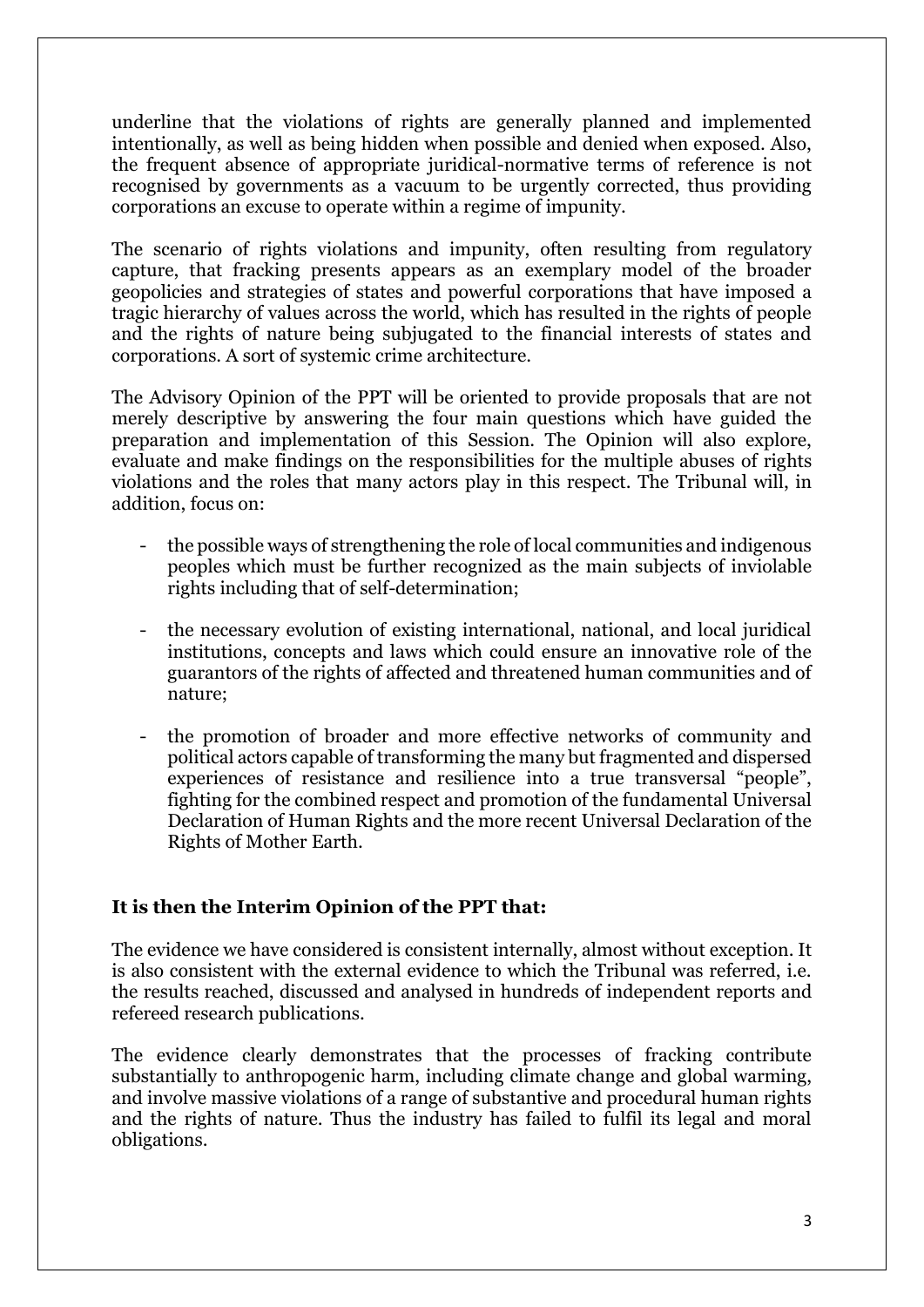underline that the violations of rights are generally planned and implemented intentionally, as well as being hidden when possible and denied when exposed. Also, the frequent absence of appropriate juridical-normative terms of reference is not recognised by governments as a vacuum to be urgently corrected, thus providing corporations an excuse to operate within a regime of impunity.

The scenario of rights violations and impunity, often resulting from regulatory capture, that fracking presents appears as an exemplary model of the broader geopolicies and strategies of states and powerful corporations that have imposed a tragic hierarchy of values across the world, which has resulted in the rights of people and the rights of nature being subjugated to the financial interests of states and corporations. A sort of systemic crime architecture.

The Advisory Opinion of the PPT will be oriented to provide proposals that are not merely descriptive by answering the four main questions which have guided the preparation and implementation of this Session. The Opinion will also explore, evaluate and make findings on the responsibilities for the multiple abuses of rights violations and the roles that many actors play in this respect. The Tribunal will, in addition, focus on:

- the possible ways of strengthening the role of local communities and indigenous peoples which must be further recognized as the main subjects of inviolable rights including that of self-determination;
- the necessary evolution of existing international, national, and local juridical institutions, concepts and laws which could ensure an innovative role of the guarantors of the rights of affected and threatened human communities and of nature;
- the promotion of broader and more effective networks of community and political actors capable of transforming the many but fragmented and dispersed experiences of resistance and resilience into a true transversal "people", fighting for the combined respect and promotion of the fundamental Universal Declaration of Human Rights and the more recent Universal Declaration of the Rights of Mother Earth.

**It is then the Interim Opinion of the PPT that:**

The evidence we have considered is consistent internally, almost without exception. It is also consistent with the external evidence to which the Tribunal was referred, i.e. the results reached, discussed and analysed in hundreds of independent reports and refereed research publications.

The evidence clearly demonstrates that the processes of fracking contribute substantially to anthropogenic harm, including climate change and global warming, and involve massive violations of a range of substantive and procedural human rights and the rights of nature. Thus the industry has failed to fulfil its legal and moral obligations.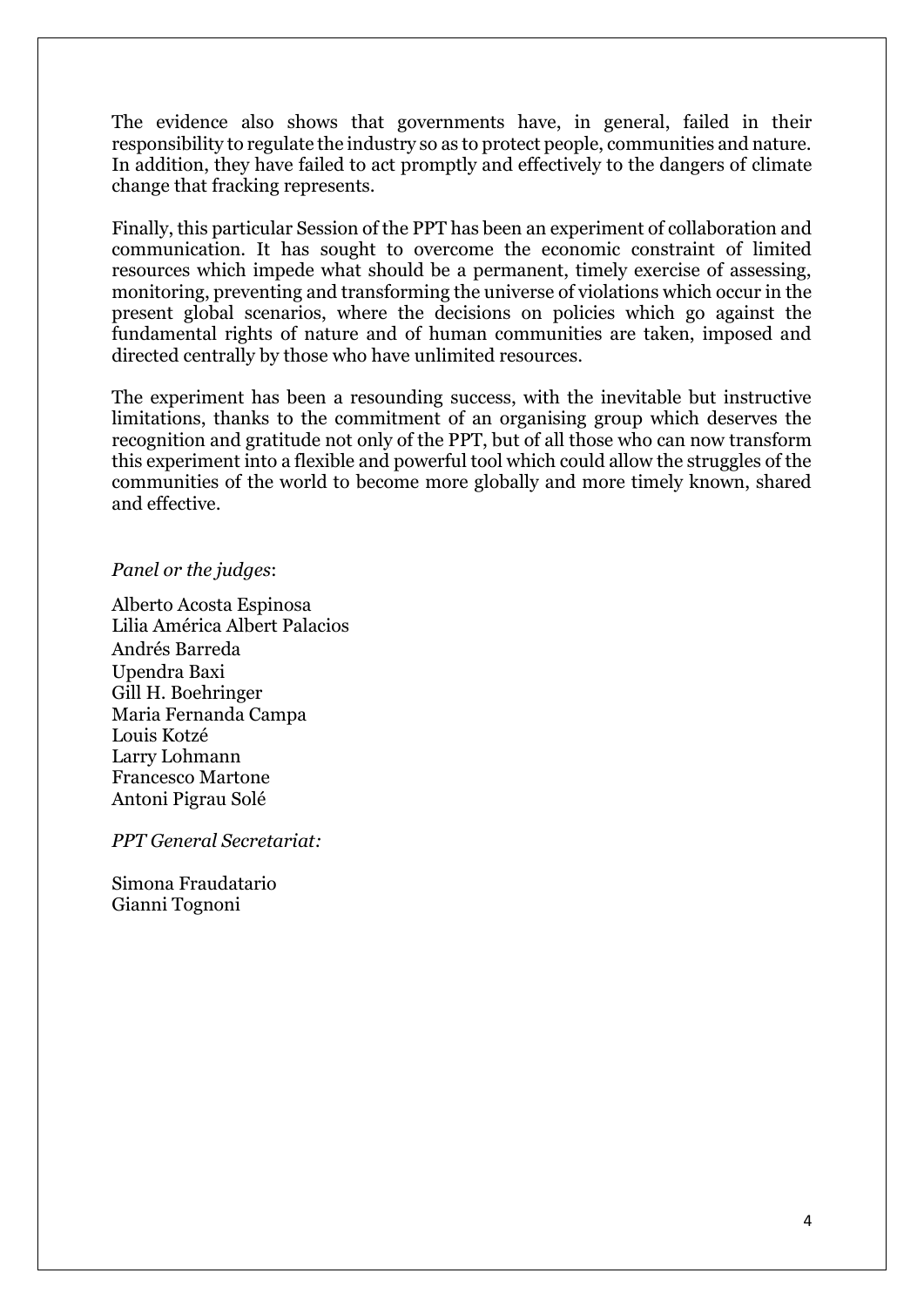The evidence also shows that governments have, in general, failed in their responsibility to regulate the industry so as to protect people, communities and nature. In addition, they have failed to act promptly and effectively to the dangers of climate change that fracking represents.

Finally, this particular Session of the PPT has been an experiment of collaboration and communication. It has sought to overcome the economic constraint of limited resources which impede what should be a permanent, timely exercise of assessing, monitoring, preventing and transforming the universe of violations which occur in the present global scenarios, where the decisions on policies which go against the fundamental rights of nature and of human communities are taken, imposed and directed centrally by those who have unlimited resources.

The experiment has been a resounding success, with the inevitable but instructive limitations, thanks to the commitment of an organising group which deserves the recognition and gratitude not only of the PPT, but of all those who can now transform this experiment into a flexible and powerful tool which could allow the struggles of the communities of the world to become more globally and more timely known, shared and effective.

*Panel or the judges*:

Alberto Acosta Espinosa
Lilia América Albert Palacios
Andrés Barreda
Upendra Baxi
Gill H. Boehringer
Maria Fernanda Campa
Louis Kotzé
Larry Lohmann
Francesco Martone
Antoni Pigrau Solé

*PPT General Secretariat:*

Simona Fraudatario
Gianni Tognoni